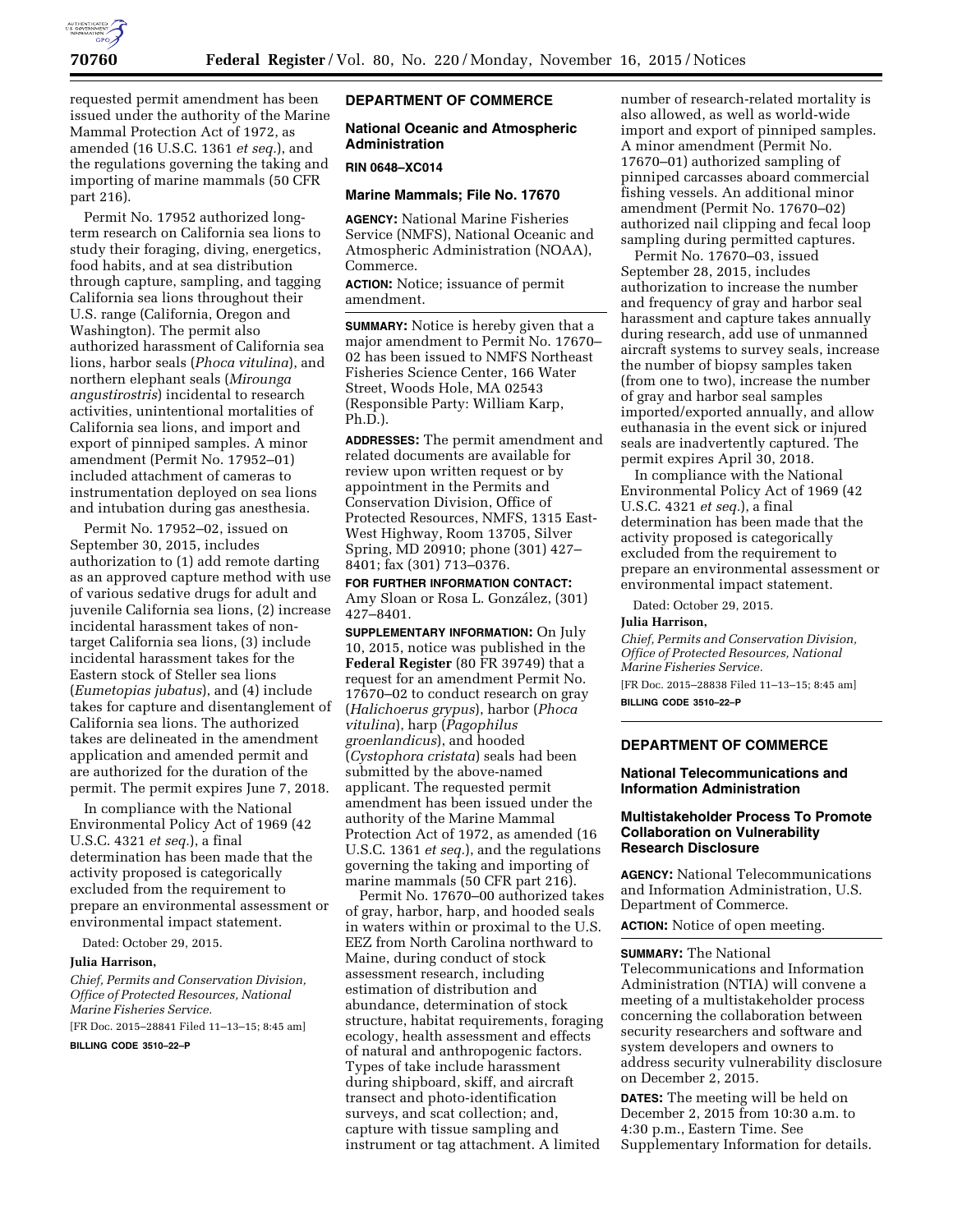requested permit amendment has been issued under the authority of the Marine Mammal Protection Act of 1972, as amended (16 U.S.C. 1361 *et seq.*), and the regulations governing the taking and importing of marine mammals (50 CFR part 216).

Permit No. 17952 authorized long-term research on California sea lions to study their foraging, diving, energetics, food habits, and at sea distribution through capture, sampling, and tagging California sea lions throughout their U.S. range (California, Oregon and Washington). The permit also authorized harassment of California sea lions, harbor seals (*Phoca vitulina*), and northern elephant seals (*Mirounga angustirostris*) incidental to research activities, unintentional mortalities of California sea lions, and import and export of pinniped samples. A minor amendment (Permit No. 17952–01) included attachment of cameras to instrumentation deployed on sea lions and intubation during gas anesthesia.

Permit No. 17952–02, issued on September 30, 2015, includes authorization to (1) add remote darting as an approved capture method with use of various sedative drugs for adult and juvenile California sea lions, (2) increase incidental harassment takes of non-target California sea lions, (3) include incidental harassment takes for the Eastern stock of Steller sea lions (*Eumetopias jubatus*), and (4) include takes for capture and disentanglement of California sea lions. The authorized takes are delineated in the amendment application and amended permit and are authorized for the duration of the permit. The permit expires June 7, 2018.

In compliance with the National Environmental Policy Act of 1969 (42 U.S.C. 4321 *et seq.*), a final determination has been made that the activity proposed is categorically excluded from the requirement to prepare an environmental assessment or environmental impact statement.

Dated: October 29, 2015.

**Julia Harrison,**

*Chief, Permits and Conservation Division, Office of Protected Resources, National Marine Fisheries Service.*

[FR Doc. 2015–28841 Filed 11–13–15; 8:45 am]

**BILLING CODE 3510–22–P**

## DEPARTMENT OF COMMERCE

### National Oceanic and Atmospheric Administration

**RIN 0648–XC014**

### Marine Mammals; File No. 17670

**AGENCY:** National Marine Fisheries Service (NMFS), National Oceanic and Atmospheric Administration (NOAA), Commerce.

**ACTION:** Notice; issuance of permit amendment.

**SUMMARY:** Notice is hereby given that a major amendment to Permit No. 17670–02 has been issued to NMFS Northeast Fisheries Science Center, 166 Water Street, Woods Hole, MA 02543 (Responsible Party: William Karp, Ph.D.).

**ADDRESSES:** The permit amendment and related documents are available for review upon written request or by appointment in the Permits and Conservation Division, Office of Protected Resources, NMFS, 1315 East-West Highway, Room 13705, Silver Spring, MD 20910; phone (301) 427–8401; fax (301) 713–0376.

**FOR FURTHER INFORMATION CONTACT:** Amy Sloan or Rosa L. González, (301) 427–8401.

**SUPPLEMENTARY INFORMATION:** On July 10, 2015, notice was published in the **Federal Register** (80 FR 39749) that a request for an amendment Permit No. 17670–02 to conduct research on gray (*Halichoerus grypus*), harbor (*Phoca vitulina*), harp (*Pagophilus groenlandicus*), and hooded (*Cystophora cristata*) seals had been submitted by the above-named applicant. The requested permit amendment has been issued under the authority of the Marine Mammal Protection Act of 1972, as amended (16 U.S.C. 1361 *et seq.*), and the regulations governing the taking and importing of marine mammals (50 CFR part 216).

Permit No. 17670–00 authorized takes of gray, harbor, harp, and hooded seals in waters within or proximal to the U.S. EEZ from North Carolina northward to Maine, during conduct of stock assessment research, including estimation of distribution and abundance, determination of stock structure, habitat requirements, foraging ecology, health assessment and effects of natural and anthropogenic factors. Types of take include harassment during shipboard, skiff, and aircraft transect and photo-identification surveys, and scat collection; and, capture with tissue sampling and instrument or tag attachment. A limited number of research-related mortality is also allowed, as well as world-wide import and export of pinniped samples. A minor amendment (Permit No. 17670–01) authorized sampling of pinniped carcasses aboard commercial fishing vessels. An additional minor amendment (Permit No. 17670–02) authorized nail clipping and fecal loop sampling during permitted captures.

Permit No. 17670–03, issued September 28, 2015, includes authorization to increase the number and frequency of gray and harbor seal harassment and capture takes annually during research, add use of unmanned aircraft systems to survey seals, increase the number of biopsy samples taken (from one to two), increase the number of gray and harbor seal samples imported/exported annually, and allow euthanasia in the event sick or injured seals are inadvertently captured. The permit expires April 30, 2018.

In compliance with the National Environmental Policy Act of 1969 (42 U.S.C. 4321 *et seq.*), a final determination has been made that the activity proposed is categorically excluded from the requirement to prepare an environmental assessment or environmental impact statement.

Dated: October 29, 2015.

**Julia Harrison,**

*Chief, Permits and Conservation Division, Office of Protected Resources, National Marine Fisheries Service.*

[FR Doc. 2015–28838 Filed 11–13–15; 8:45 am]

**BILLING CODE 3510–22–P**

## DEPARTMENT OF COMMERCE

### National Telecommunications and Information Administration

### Multistakeholder Process To Promote Collaboration on Vulnerability Research Disclosure

**AGENCY:** National Telecommunications and Information Administration, U.S. Department of Commerce.

**ACTION:** Notice of open meeting.

**SUMMARY:** The National Telecommunications and Information Administration (NTIA) will convene a meeting of a multistakeholder process concerning the collaboration between security researchers and software and system developers and owners to address security vulnerability disclosure on December 2, 2015.

**DATES:** The meeting will be held on December 2, 2015 from 10:30 a.m. to 4:30 p.m., Eastern Time. See Supplementary Information for details.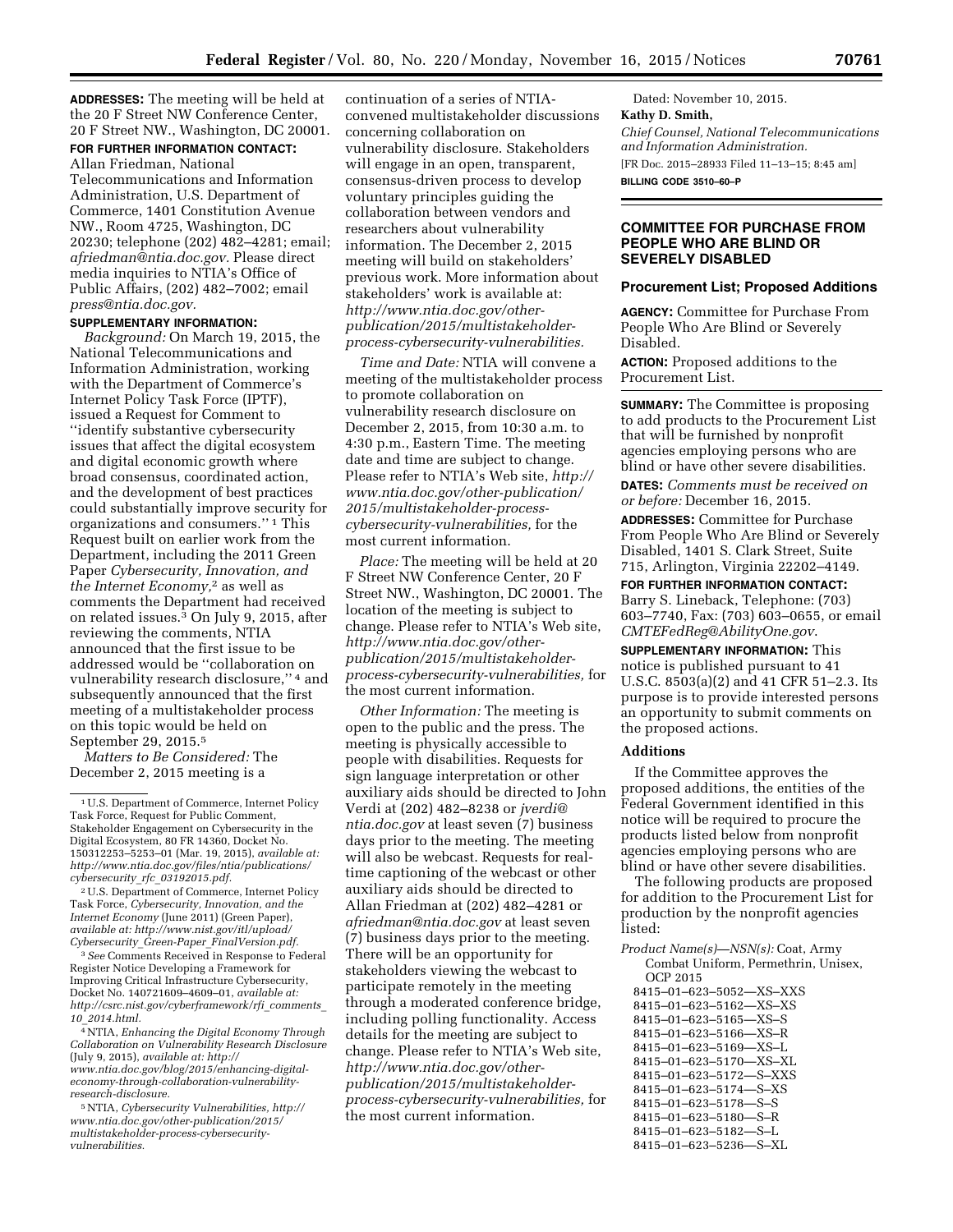**ADDRESSES:** The meeting will be held at the 20 F Street NW Conference Center, 20 F Street NW., Washington, DC 20001.

**FOR FURTHER INFORMATION CONTACT:** Allan Friedman, National Telecommunications and Information Administration, U.S. Department of Commerce, 1401 Constitution Avenue NW., Room 4725, Washington, DC 20230; telephone (202) 482–4281; email; *afriedman@ntia.doc.gov.* Please direct media inquiries to NTIA's Office of Public Affairs, (202) 482–7002; email *press@ntia.doc.gov.*

**SUPPLEMENTARY INFORMATION:**

*Background:* On March 19, 2015, the National Telecommunications and Information Administration, working with the Department of Commerce's Internet Policy Task Force (IPTF), issued a Request for Comment to ''identify substantive cybersecurity issues that affect the digital ecosystem and digital economic growth where broad consensus, coordinated action, and the development of best practices could substantially improve security for organizations and consumers.'' [1] This Request built on earlier work from the Department, including the 2011 Green Paper *Cybersecurity, Innovation, and the Internet Economy,*[2] as well as comments the Department had received on related issues.[3] On July 9, 2015, after reviewing the comments, NTIA announced that the first issue to be addressed would be ''collaboration on vulnerability research disclosure,'' [4] and subsequently announced that the first meeting of a multistakeholder process on this topic would be held on September 29, 2015.[5]

*Matters to Be Considered:* The December 2, 2015 meeting is a continuation of a series of NTIA-convened multistakeholder discussions concerning collaboration on vulnerability disclosure. Stakeholders will engage in an open, transparent, consensus-driven process to develop voluntary principles guiding the collaboration between vendors and researchers about vulnerability information. The December 2, 2015 meeting will build on stakeholders' previous work. More information about stakeholders' work is available at: *http://www.ntia.doc.gov/other-publication/2015/multistakeholder-process-cybersecurity-vulnerabilities.*

*Time and Date:* NTIA will convene a meeting of the multistakeholder process to promote collaboration on vulnerability research disclosure on December 2, 2015, from 10:30 a.m. to 4:30 p.m., Eastern Time. The meeting date and time are subject to change. Please refer to NTIA's Web site, *http://www.ntia.doc.gov/other-publication/2015/multistakeholder-process-cybersecurity-vulnerabilities,* for the most current information.

*Place:* The meeting will be held at 20 F Street NW Conference Center, 20 F Street NW., Washington, DC 20001. The location of the meeting is subject to change. Please refer to NTIA's Web site, *http://www.ntia.doc.gov/other-publication/2015/multistakeholder-process-cybersecurity-vulnerabilities,* for the most current information.

*Other Information:* The meeting is open to the public and the press. The meeting is physically accessible to people with disabilities. Requests for sign language interpretation or other auxiliary aids should be directed to John Verdi at (202) 482–8238 or *jverdi@ntia.doc.gov* at least seven (7) business days prior to the meeting. The meeting will also be webcast. Requests for real-time captioning of the webcast or other auxiliary aids should be directed to Allan Friedman at (202) 482–4281 or *afriedman@ntia.doc.gov* at least seven (7) business days prior to the meeting. There will be an opportunity for stakeholders viewing the webcast to participate remotely in the meeting through a moderated conference bridge, including polling functionality. Access details for the meeting are subject to change. Please refer to NTIA's Web site, *http://www.ntia.doc.gov/other-publication/2015/multistakeholder-process-cybersecurity-vulnerabilities,* for the most current information.

Dated: November 10, 2015.

**Kathy D. Smith,**

*Chief Counsel, National Telecommunications and Information Administration.*

[FR Doc. 2015–28933 Filed 11–13–15; 8:45 am]

**BILLING CODE 3510–60–P**

---

[1] U.S. Department of Commerce, Internet Policy Task Force, Request for Public Comment, Stakeholder Engagement on Cybersecurity in the Digital Ecosystem, 80 FR 14360, Docket No. 150312253–5253–01 (Mar. 19, 2015), *available at: http://www.ntia.doc.gov/files/ntia/publications/cybersecurity_rfc_03192015.pdf.*

[2] U.S. Department of Commerce, Internet Policy Task Force, *Cybersecurity, Innovation, and the Internet Economy* (June 2011) (Green Paper), *available at: http://www.nist.gov/itl/upload/Cybersecurity_Green-Paper_FinalVersion.pdf.*

[3] *See* Comments Received in Response to Federal Register Notice Developing a Framework for Improving Critical Infrastructure Cybersecurity, Docket No. 140721609–4609–01, *available at: http://csrc.nist.gov/cyberframework/rfi_comments_10_2014.html.*

[4] NTIA, *Enhancing the Digital Economy Through Collaboration on Vulnerability Research Disclosure* (July 9, 2015), *available at: http://www.ntia.doc.gov/blog/2015/enhancing-digital-economy-through-collaboration-vulnerability-research-disclosure.*

[5] NTIA, *Cybersecurity Vulnerabilities, http://www.ntia.doc.gov/other-publication/2015/multistakeholder-process-cybersecurity-vulnerabilities.*

---

## COMMITTEE FOR PURCHASE FROM PEOPLE WHO ARE BLIND OR SEVERELY DISABLED

### Procurement List; Proposed Additions

**AGENCY:** Committee for Purchase From People Who Are Blind or Severely Disabled.

**ACTION:** Proposed additions to the Procurement List.

**SUMMARY:** The Committee is proposing to add products to the Procurement List that will be furnished by nonprofit agencies employing persons who are blind or have other severe disabilities.

**DATES:** *Comments must be received on or before:* December 16, 2015.

**ADDRESSES:** Committee for Purchase From People Who Are Blind or Severely Disabled, 1401 S. Clark Street, Suite 715, Arlington, Virginia 22202–4149.

**FOR FURTHER INFORMATION CONTACT:** Barry S. Lineback, Telephone: (703) 603–7740, Fax: (703) 603–0655, or email *CMTEFedReg@AbilityOne.gov*.

**SUPPLEMENTARY INFORMATION:** This notice is published pursuant to 41 U.S.C. 8503(a)(2) and 41 CFR 51–2.3. Its purpose is to provide interested persons an opportunity to submit comments on the proposed actions.

#### Additions

If the Committee approves the proposed additions, the entities of the Federal Government identified in this notice will be required to procure the products listed below from nonprofit agencies employing persons who are blind or have other severe disabilities.

The following products are proposed for addition to the Procurement List for production by the nonprofit agencies listed:

*Product Name(s)—NSN(s):* Coat, Army Combat Uniform, Permethrin, Unisex, OCP 2015

8415–01–623–5052—XS–XXS
8415–01–623–5162—XS–XS
8415–01–623–5165—XS–S
8415–01–623–5166—XS–R
8415–01–623–5169—XS–L
8415–01–623–5170—XS–XL
8415–01–623–5172—S–XXS
8415–01–623–5174—S–XS
8415–01–623–5178—S–S
8415–01–623–5180—S–R
8415–01–623–5182—S–L
8415–01–623–5236—S–XL